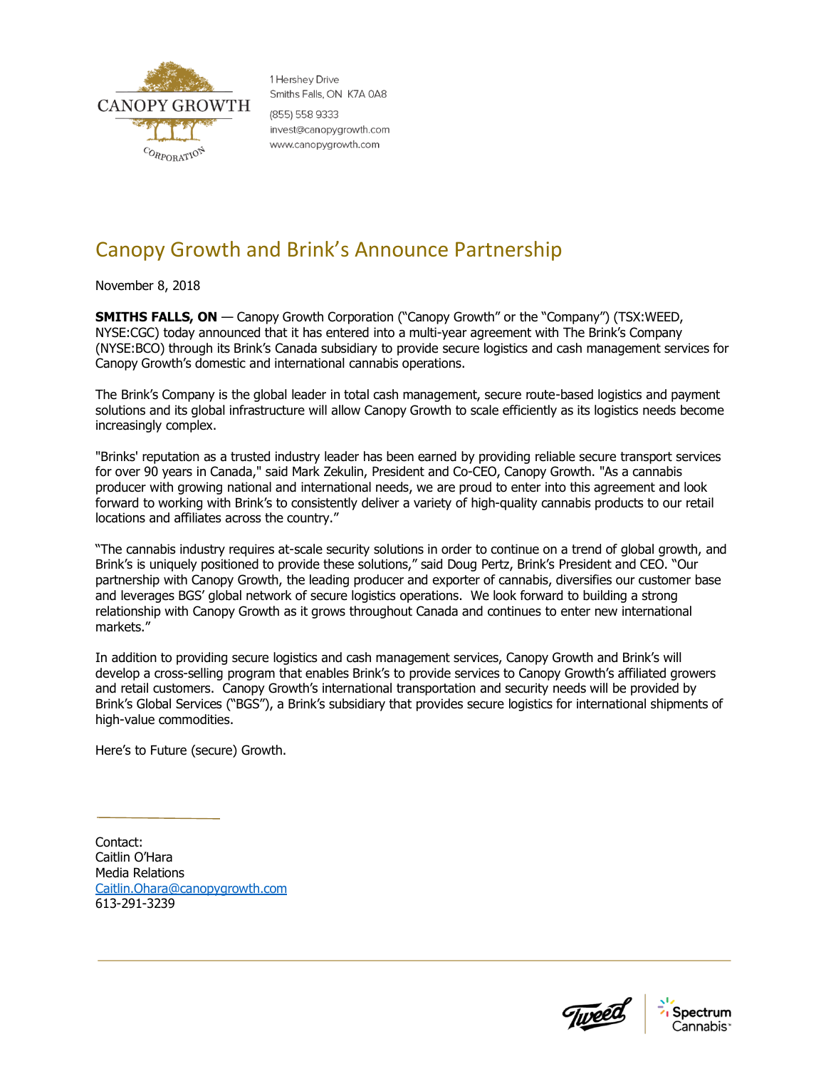CANOPY GROWTH CORPORATION

1 Hershey Drive
Smiths Falls, ON K7A 0A8

(855) 558 9333
invest@canopygrowth.com
www.canopygrowth.com

# Canopy Growth and Brink's Announce Partnership

November 8, 2018

**SMITHS FALLS, ON** — Canopy Growth Corporation ("Canopy Growth" or the "Company") (TSX:WEED, NYSE:CGC) today announced that it has entered into a multi-year agreement with The Brink's Company (NYSE:BCO) through its Brink's Canada subsidiary to provide secure logistics and cash management services for Canopy Growth's domestic and international cannabis operations.

The Brink's Company is the global leader in total cash management, secure route-based logistics and payment solutions and its global infrastructure will allow Canopy Growth to scale efficiently as its logistics needs become increasingly complex.

"Brinks' reputation as a trusted industry leader has been earned by providing reliable secure transport services for over 90 years in Canada," said Mark Zekulin, President and Co-CEO, Canopy Growth. "As a cannabis producer with growing national and international needs, we are proud to enter into this agreement and look forward to working with Brink's to consistently deliver a variety of high-quality cannabis products to our retail locations and affiliates across the country."

"The cannabis industry requires at-scale security solutions in order to continue on a trend of global growth, and Brink's is uniquely positioned to provide these solutions," said Doug Pertz, Brink's President and CEO. "Our partnership with Canopy Growth, the leading producer and exporter of cannabis, diversifies our customer base and leverages BGS' global network of secure logistics operations. We look forward to building a strong relationship with Canopy Growth as it grows throughout Canada and continues to enter new international markets."

In addition to providing secure logistics and cash management services, Canopy Growth and Brink's will develop a cross-selling program that enables Brink's to provide services to Canopy Growth's affiliated growers and retail customers. Canopy Growth's international transportation and security needs will be provided by Brink's Global Services ("BGS"), a Brink's subsidiary that provides secure logistics for international shipments of high-value commodities.

Here's to Future (secure) Growth.

Contact:
Caitlin O'Hara
Media Relations
Caitlin.Ohara@canopygrowth.com
613-291-3239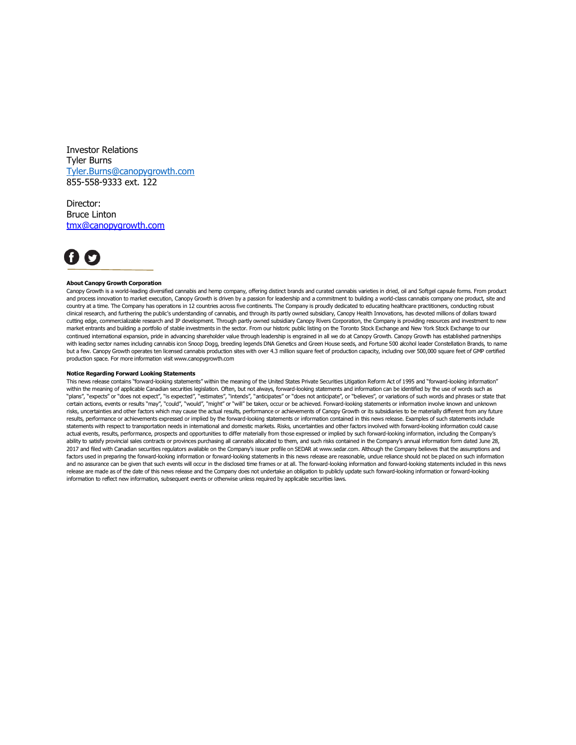Investor Relations
Tyler Burns
Tyler.Burns@canopygrowth.com
855-558-9333 ext. 122

Director:
Bruce Linton
tmx@canopygrowth.com

**About Canopy Growth Corporation**

Canopy Growth is a world-leading diversified cannabis and hemp company, offering distinct brands and curated cannabis varieties in dried, oil and Softgel capsule forms. From product and process innovation to market execution, Canopy Growth is driven by a passion for leadership and a commitment to building a world-class cannabis company one product, site and country at a time. The Company has operations in 12 countries across five continents. The Company is proudly dedicated to educating healthcare practitioners, conducting robust clinical research, and furthering the public's understanding of cannabis, and through its partly owned subsidiary, Canopy Health Innovations, has devoted millions of dollars toward cutting edge, commercializable research and IP development. Through partly owned subsidiary Canopy Rivers Corporation, the Company is providing resources and investment to new market entrants and building a portfolio of stable investments in the sector. From our historic public listing on the Toronto Stock Exchange and New York Stock Exchange to our continued international expansion, pride in advancing shareholder value through leadership is engrained in all we do at Canopy Growth. Canopy Growth has established partnerships with leading sector names including cannabis icon Snoop Dogg, breeding legends DNA Genetics and Green House seeds, and Fortune 500 alcohol leader Constellation Brands, to name but a few. Canopy Growth operates ten licensed cannabis production sites with over 4.3 million square feet of production capacity, including over 500,000 square feet of GMP certified production space. For more information visit www.canopygrowth.com

**Notice Regarding Forward Looking Statements**

This news release contains "forward-looking statements" within the meaning of the United States Private Securities Litigation Reform Act of 1995 and "forward-looking information" within the meaning of applicable Canadian securities legislation. Often, but not always, forward-looking statements and information can be identified by the use of words such as "plans", "expects" or "does not expect", "is expected", "estimates", "intends", "anticipates" or "does not anticipate", or "believes", or variations of such words and phrases or state that certain actions, events or results "may", "could", "would", "might" or "will" be taken, occur or be achieved. Forward-looking statements or information involve known and unknown risks, uncertainties and other factors which may cause the actual results, performance or achievements of Canopy Growth or its subsidiaries to be materially different from any future results, performance or achievements expressed or implied by the forward-looking statements or information contained in this news release. Examples of such statements include statements with respect to transportation needs in international and domestic markets. Risks, uncertainties and other factors involved with forward-looking information could cause actual events, results, performance, prospects and opportunities to differ materially from those expressed or implied by such forward-looking information, including the Company's ability to satisfy provincial sales contracts or provinces purchasing all cannabis allocated to them, and such risks contained in the Company's annual information form dated June 28, 2017 and filed with Canadian securities regulators available on the Company's issuer profile on SEDAR at www.sedar.com. Although the Company believes that the assumptions and factors used in preparing the forward-looking information or forward-looking statements in this news release are reasonable, undue reliance should not be placed on such information and no assurance can be given that such events will occur in the disclosed time frames or at all. The forward-looking information and forward-looking statements included in this news release are made as of the date of this news release and the Company does not undertake an obligation to publicly update such forward-looking information or forward-looking information to reflect new information, subsequent events or otherwise unless required by applicable securities laws.